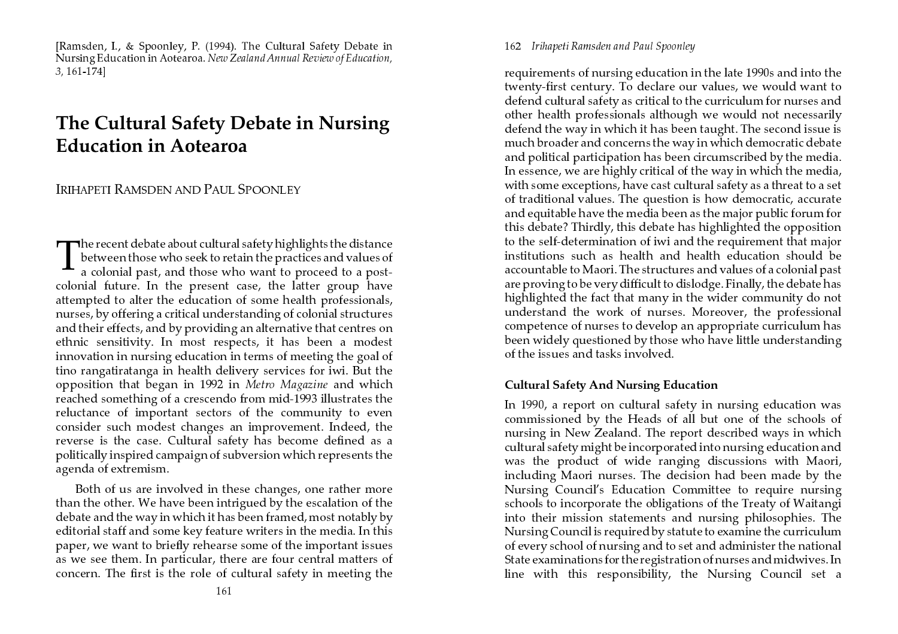[Ramsden, I., & Spoonley, P. (1994). The Cultural Safety Debate in Nursing Education in Aotearoa. *New Zealand Annual Review of Education, 3,* 161-174]

# The Cultural Safety Debate in Nursing Education in Aotearoa

IRIHAPETI RAMSDEN AND PAUL SPOONLEY

The recent debate about cultural safety highlights the distance between those who seek to retain the practices and values of a colonial past, and those who want to proceed to a post-colonial future. In the present case, the latter group have attempted to alter the education of some health professionals, nurses, by offering a critical understanding of colonial structures and their effects, and by providing an alternative that centres on ethnic sensitivity. In most respects, it has been a modest innovation in nursing education in terms of meeting the goal of tino rangatiratanga in health delivery services for iwi. But the opposition that began in 1992 in *Metro Magazine* and which reached something of a crescendo from mid-1993 illustrates the reluctance of important sectors of the community to even consider such modest changes an improvement. Indeed, the reverse is the case. Cultural safety has become defined as a politically inspired campaign of subversion which represents the agenda of extremism.

Both of us are involved in these changes, one rather more than the other. We have been intrigued by the escalation of the debate and the way in which it has been framed, most notably by editorial staff and some key feature writers in the media. In this paper, we want to briefly rehearse some of the important issues as we see them. In particular, there are four central matters of concern. The first is the role of cultural safety in meeting the requirements of nursing education in the late 1990s and into the twenty-first century. To declare our values, we would want to defend cultural safety as critical to the curriculum for nurses and other health professionals although we would not necessarily defend the way in which it has been taught. The second issue is much broader and concerns the way in which democratic debate and political participation has been circumscribed by the media. In essence, we are highly critical of the way in which the media, with some exceptions, have cast cultural safety as a threat to a set of traditional values. The question is how democratic, accurate and equitable have the media been as the major public forum for this debate? Thirdly, this debate has highlighted the opposition to the self-determination of iwi and the requirement that major institutions such as health and health education should be accountable to Maori. The structures and values of a colonial past are proving to be very difficult to dislodge. Finally, the debate has highlighted the fact that many in the wider community do not understand the work of nurses. Moreover, the professional competence of nurses to develop an appropriate curriculum has been widely questioned by those who have little understanding of the issues and tasks involved.

## Cultural Safety And Nursing Education

In 1990, a report on cultural safety in nursing education was commissioned by the Heads of all but one of the schools of nursing in New Zealand. The report described ways in which cultural safety might be incorporated into nursing education and was the product of wide ranging discussions with Maori, including Maori nurses. The decision had been made by the Nursing Council's Education Committee to require nursing schools to incorporate the obligations of the Treaty of Waitangi into their mission statements and nursing philosophies. The Nursing Council is required by statute to examine the curriculum of every school of nursing and to set and administer the national State examinations for the registration of nurses and midwives. In line with this responsibility, the Nursing Council set a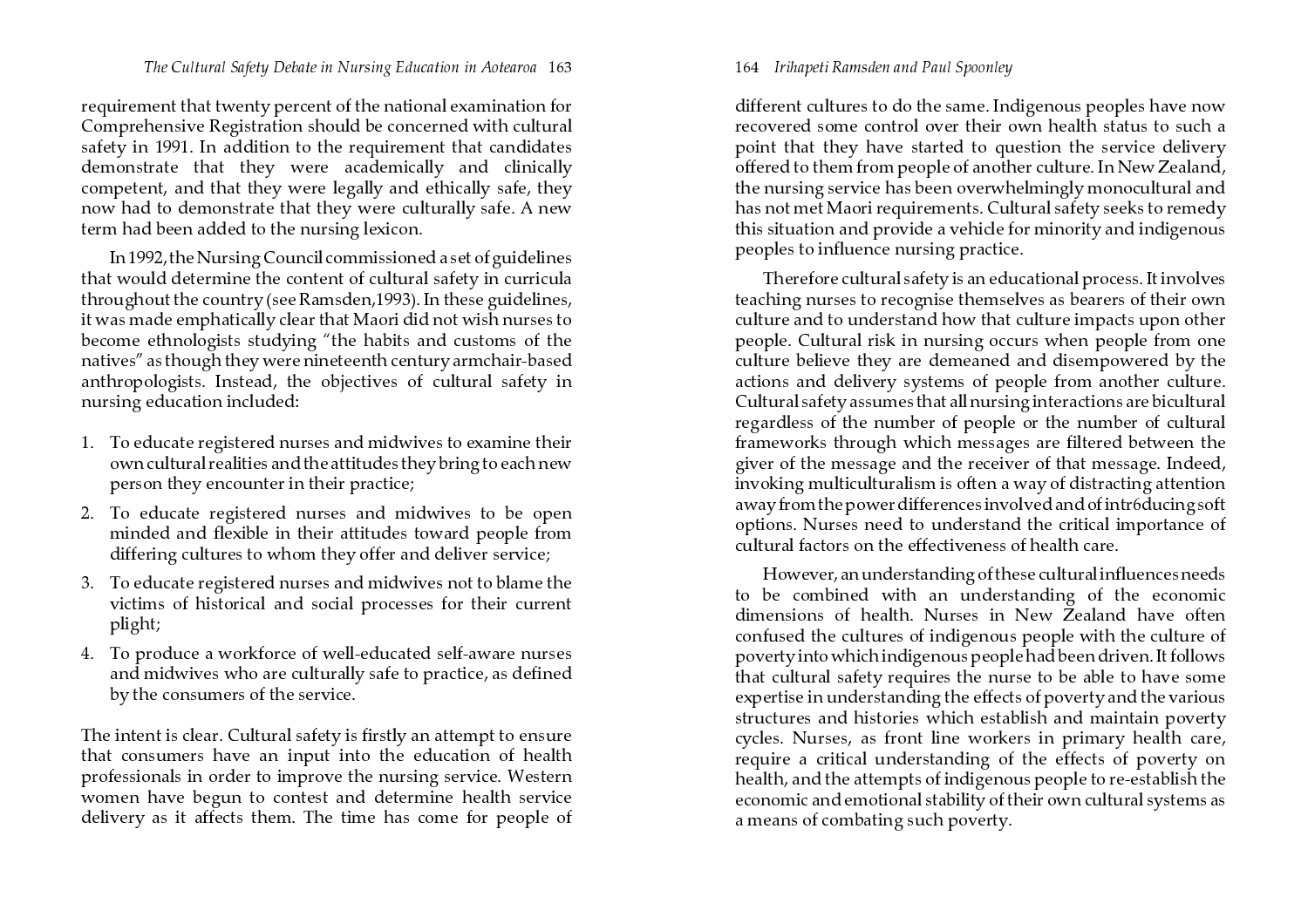requirement that twenty percent of the national examination for Comprehensive Registration should be concerned with cultural safety in 1991. In addition to the requirement that candidates demonstrate that they were academically and clinically competent, and that they were legally and ethically safe, they now had to demonstrate that they were culturally safe. A new term had been added to the nursing lexicon.

In 1992, the Nursing Council commissioned a set of guidelines that would determine the content of cultural safety in curricula throughout the country (see Ramsden,1993). In these guidelines, it was made emphatically clear that Maori did not wish nurses to become ethnologists studying "the habits and customs of the natives" as though they were nineteenth century armchair-based anthropologists. Instead, the objectives of cultural safety in nursing education included:

1. To educate registered nurses and midwives to examine their own cultural realities and the attitudes they bring to each new person they encounter in their practice;
2. To educate registered nurses and midwives to be open minded and flexible in their attitudes toward people from differing cultures to whom they offer and deliver service;
3. To educate registered nurses and midwives not to blame the victims of historical and social processes for their current plight;
4. To produce a workforce of well-educated self-aware nurses and midwives who are culturally safe to practice, as defined by the consumers of the service.

The intent is clear. Cultural safety is firstly an attempt to ensure that consumers have an input into the education of health professionals in order to improve the nursing service. Western women have begun to contest and determine health service delivery as it affects them. The time has come for people of different cultures to do the same. Indigenous peoples have now recovered some control over their own health status to such a point that they have started to question the service delivery offered to them from people of another culture. In New Zealand, the nursing service has been overwhelmingly monocultural and has not met Maori requirements. Cultural safety seeks to remedy this situation and provide a vehicle for minority and indigenous peoples to influence nursing practice.

Therefore cultural safety is an educational process. It involves teaching nurses to recognise themselves as bearers of their own culture and to understand how that culture impacts upon other people. Cultural risk in nursing occurs when people from one culture believe they are demeaned and disempowered by the actions and delivery systems of people from another culture. Cultural safety assumes that all nursing interactions are bicultural regardless of the number of people or the number of cultural frameworks through which messages are filtered between the giver of the message and the receiver of that message. Indeed, invoking multiculturalism is often a way of distracting attention away from the power differences involved and of intr6ducing soft options. Nurses need to understand the critical importance of cultural factors on the effectiveness of health care.

However, an understanding of these cultural influences needs to be combined with an understanding of the economic dimensions of health. Nurses in New Zealand have often confused the cultures of indigenous people with the culture of poverty into which indigenous people had been driven. It follows that cultural safety requires the nurse to be able to have some expertise in understanding the effects of poverty and the various structures and histories which establish and maintain poverty cycles. Nurses, as front line workers in primary health care, require a critical understanding of the effects of poverty on health, and the attempts of indigenous people to re-establish the economic and emotional stability of their own cultural systems as a means of combating such poverty.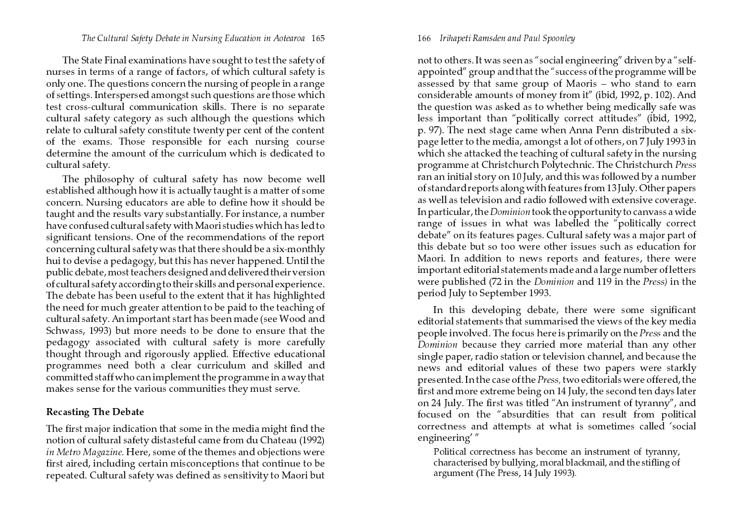The State Final examinations have sought to test the safety of nurses in terms of a range of factors, of which cultural safety is only one. The questions concern the nursing of people in a range of settings. Interspersed amongst such questions are those which test cross-cultural communication skills. There is no separate cultural safety category as such although the questions which relate to cultural safety constitute twenty per cent of the content of the exams. Those responsible for each nursing course determine the amount of the curriculum which is dedicated to cultural safety.

The philosophy of cultural safety has now become well established although how it is actually taught is a matter of some concern. Nursing educators are able to define how it should be taught and the results vary substantially. For instance, a number have confused cultural safety with Maori studies which has led to significant tensions. One of the recommendations of the report concerning cultural safety was that there should be a six-monthly hui to devise a pedagogy, but this has never happened. Until the public debate, most teachers designed and delivered their version of cultural safety according to their skills and personal experience. The debate has been useful to the extent that it has highlighted the need for much greater attention to be paid to the teaching of cultural safety. An important start has been made (see Wood and Schwass, 1993) but more needs to be done to ensure that the pedagogy associated with cultural safety is more carefully thought through and rigorously applied. Effective educational programmes need both a clear curriculum and skilled and committed staff who can implement the programme in a way that makes sense for the various communities they must serve.

## Recasting The Debate

The first major indication that some in the media might find the notion of cultural safety distasteful came from du Chateau (1992) *in Metro Magazine.* Here, some of the themes and objections were first aired, including certain misconceptions that continue to be repeated. Cultural safety was defined as sensitivity to Maori but not to others. It was seen as "social engineering" driven by a "self-appointed" group and that the "success of the programme will be assessed by that same group of Maoris – who stand to earn considerable amounts of money from it" (ibid, 1992, p. 102). And the question was asked as to whether being medically safe was less important than "politically correct attitudes" (ibid, 1992, p. 97). The next stage came when Anna Penn distributed a six-page letter to the media, amongst a lot of others, on 7 July 1993 in which she attacked the teaching of cultural safety in the nursing programme at Christchurch Polytechnic. The Christchurch *Press* ran an initial story on 10 July, and this was followed by a number of standard reports along with features from 13 July. Other papers as well as television and radio followed with extensive coverage. In particular, the *Dominion* took the opportunity to canvass a wide range of issues in what was labelled the "politically correct debate" on its features pages. Cultural safety was a major part of this debate but so too were other issues such as education for Maori. In addition to news reports and features, there were important editorial statements made and a large number of letters were published (72 in the *Dominion* and 119 in the *Press)* in the period July to September 1993.

In this developing debate, there were some significant editorial statements that summarised the views of the key media people involved. The focus here is primarily on the *Press* and the *Dominion* because they carried more material than any other single paper, radio station or television channel, and because the news and editorial values of these two papers were starkly presented. In the case of the *Press,* two editorials were offered, the first and more extreme being on 14 July, the second ten days later on 24 July. The first was titled "An instrument of tyranny", and focused on the "absurdities that can result from political correctness and attempts at what is sometimes called 'social engineering' "

> Political correctness has become an instrument of tyranny, characterised by bullying, moral blackmail, and the stifling of argument (The Press, 14 July 1993).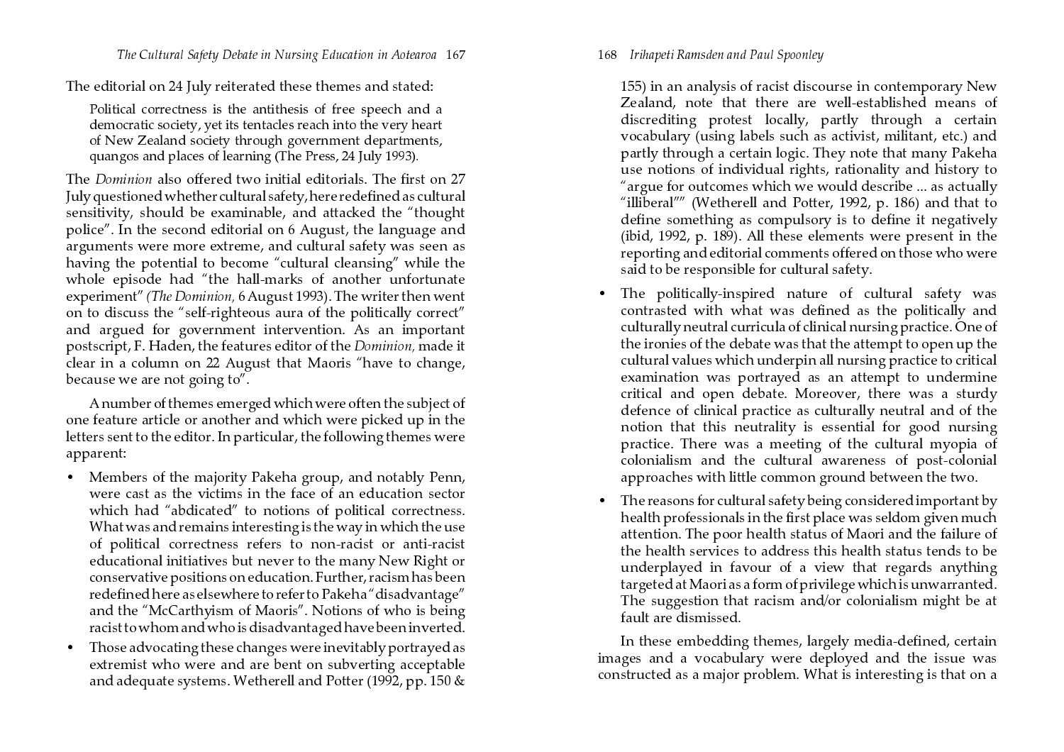The editorial on 24 July reiterated these themes and stated:

> Political correctness is the antithesis of free speech and a democratic society, yet its tentacles reach into the very heart of New Zealand society through government departments, quangos and places of learning (The Press, 24 July 1993).

The *Dominion* also offered two initial editorials. The first on 27 July questioned whether cultural safety, here redefined as cultural sensitivity, should be examinable, and attacked the "thought police". In the second editorial on 6 August, the language and arguments were more extreme, and cultural safety was seen as having the potential to become "cultural cleansing" while the whole episode had "the hall-marks of another unfortunate experiment" *(The Dominion,* 6 August 1993). The writer then went on to discuss the "self-righteous aura of the politically correct" and argued for government intervention. As an important postscript, F. Haden, the features editor of the *Dominion,* made it clear in a column on 22 August that Maoris "have to change, because we are not going to".

A number of themes emerged which were often the subject of one feature article or another and which were picked up in the letters sent to the editor. In particular, the following themes were apparent:

- Members of the majority Pakeha group, and notably Penn, were cast as the victims in the face of an education sector which had "abdicated" to notions of political correctness. What was and remains interesting is the way in which the use of political correctness refers to non-racist or anti-racist educational initiatives but never to the many New Right or conservative positions on education. Further, racism has been redefined here as elsewhere to refer to Pakeha "disadvantage" and the "McCarthyism of Maoris". Notions of who is being racist to whom and who is disadvantaged have been inverted.
- Those advocating these changes were inevitably portrayed as extremist who were and are bent on subverting acceptable and adequate systems. Wetherell and Potter (1992, pp. 150 & 155) in an analysis of racist discourse in contemporary New Zealand, note that there are well-established means of discrediting protest locally, partly through a certain vocabulary (using labels such as activist, militant, etc.) and partly through a certain logic. They note that many Pakeha use notions of individual rights, rationality and history to "argue for outcomes which we would describe ... as actually "illiberal"" (Wetherell and Potter, 1992, p. 186) and that to define something as compulsory is to define it negatively (ibid, 1992, p. 189). All these elements were present in the reporting and editorial comments offered on those who were said to be responsible for cultural safety.
- The politically-inspired nature of cultural safety was contrasted with what was defined as the politically and culturally neutral curricula of clinical nursing practice. One of the ironies of the debate was that the attempt to open up the cultural values which underpin all nursing practice to critical examination was portrayed as an attempt to undermine critical and open debate. Moreover, there was a sturdy defence of clinical practice as culturally neutral and of the notion that this neutrality is essential for good nursing practice. There was a meeting of the cultural myopia of colonialism and the cultural awareness of post-colonial approaches with little common ground between the two.
- The reasons for cultural safety being considered important by health professionals in the first place was seldom given much attention. The poor health status of Maori and the failure of the health services to address this health status tends to be underplayed in favour of a view that regards anything targeted at Maori as a form of privilege which is unwarranted. The suggestion that racism and/or colonialism might be at fault are dismissed.

In these embedding themes, largely media-defined, certain images and a vocabulary were deployed and the issue was constructed as a major problem. What is interesting is that on a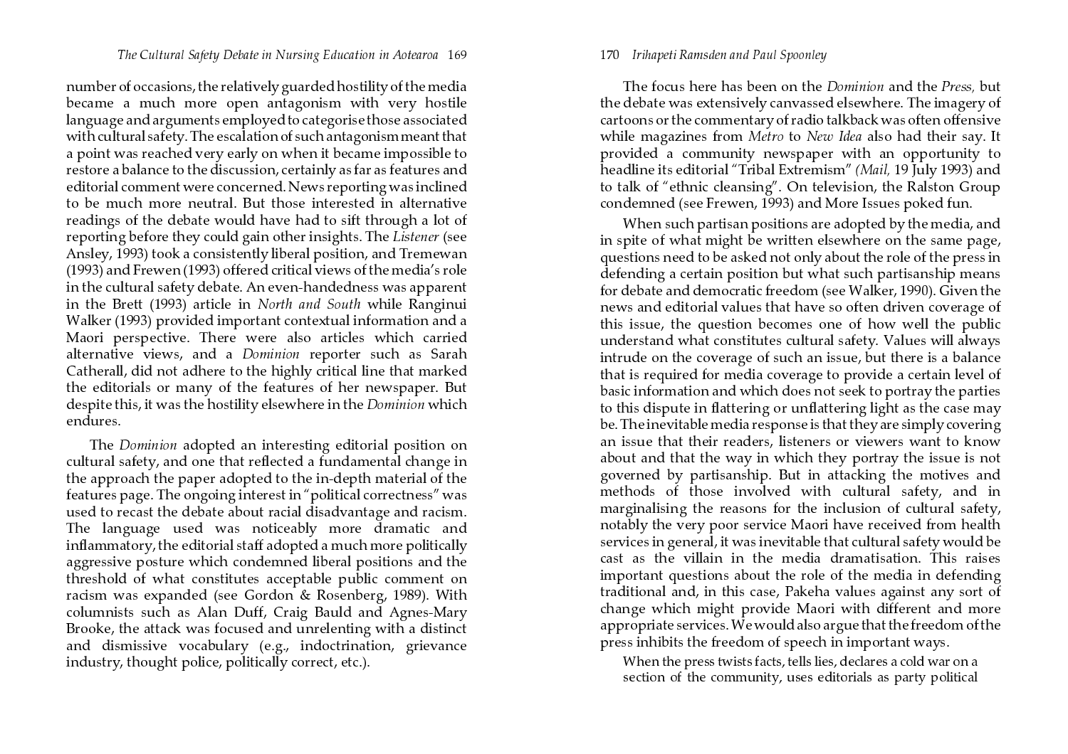number of occasions, the relatively guarded hostility of the media became a much more open antagonism with very hostile language and arguments employed to categorise those associated with cultural safety. The escalation of such antagonism meant that a point was reached very early on when it became impossible to restore a balance to the discussion, certainly as far as features and editorial comment were concerned. News reporting was inclined to be much more neutral. But those interested in alternative readings of the debate would have had to sift through a lot of reporting before they could gain other insights. The *Listener* (see Ansley, 1993) took a consistently liberal position, and Tremewan (1993) and Frewen (1993) offered critical views of the media's role in the cultural safety debate. An even-handedness was apparent in the Brett (1993) article in *North and South* while Ranginui Walker (1993) provided important contextual information and a Maori perspective. There were also articles which carried alternative views, and a *Dominion* reporter such as Sarah Catherall, did not adhere to the highly critical line that marked the editorials or many of the features of her newspaper. But despite this, it was the hostility elsewhere in the *Dominion* which endures.

The *Dominion* adopted an interesting editorial position on cultural safety, and one that reflected a fundamental change in the approach the paper adopted to the in-depth material of the features page. The ongoing interest in "political correctness" was used to recast the debate about racial disadvantage and racism. The language used was noticeably more dramatic and inflammatory, the editorial staff adopted a much more politically aggressive posture which condemned liberal positions and the threshold of what constitutes acceptable public comment on racism was expanded (see Gordon & Rosenberg, 1989). With columnists such as Alan Duff, Craig Bauld and Agnes-Mary Brooke, the attack was focused and unrelenting with a distinct and dismissive vocabulary (e.g., indoctrination, grievance industry, thought police, politically correct, etc.).

The focus here has been on the *Dominion* and the *Press,* but the debate was extensively canvassed elsewhere. The imagery of cartoons or the commentary of radio talkback was often offensive while magazines from *Metro* to *New Idea* also had their say. It provided a community newspaper with an opportunity to headline its editorial "Tribal Extremism" *(Mail,* 19 July 1993) and to talk of "ethnic cleansing". On television, the Ralston Group condemned (see Frewen, 1993) and More Issues poked fun.

When such partisan positions are adopted by the media, and in spite of what might be written elsewhere on the same page, questions need to be asked not only about the role of the press in defending a certain position but what such partisanship means for debate and democratic freedom (see Walker, 1990). Given the news and editorial values that have so often driven coverage of this issue, the question becomes one of how well the public understand what constitutes cultural safety. Values will always intrude on the coverage of such an issue, but there is a balance that is required for media coverage to provide a certain level of basic information and which does not seek to portray the parties to this dispute in flattering or unflattering light as the case may be. The inevitable media response is that they are simply covering an issue that their readers, listeners or viewers want to know about and that the way in which they portray the issue is not governed by partisanship. But in attacking the motives and methods of those involved with cultural safety, and in marginalising the reasons for the inclusion of cultural safety, notably the very poor service Maori have received from health services in general, it was inevitable that cultural safety would be cast as the villain in the media dramatisation. This raises important questions about the role of the media in defending traditional and, in this case, Pakeha values against any sort of change which might provide Maori with different and more appropriate services. We would also argue that the freedom of the press inhibits the freedom of speech in important ways.

> When the press twists facts, tells lies, declares a cold war on a section of the community, uses editorials as party political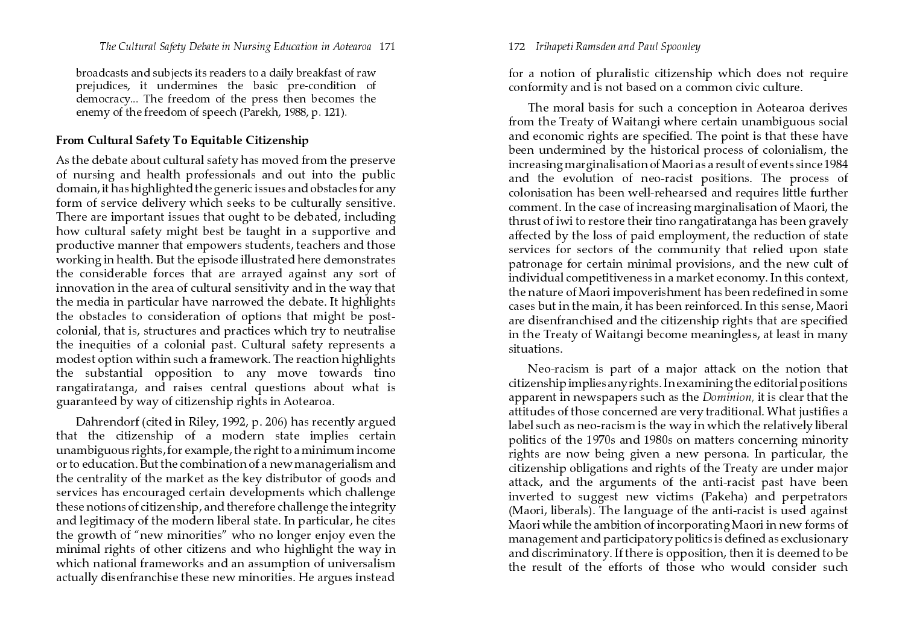broadcasts and subjects its readers to a daily breakfast of raw prejudices, it undermines the basic pre-condition of democracy... The freedom of the press then becomes the enemy of the freedom of speech (Parekh, 1988, p. 121).

## From Cultural Safety To Equitable Citizenship

As the debate about cultural safety has moved from the preserve of nursing and health professionals and out into the public domain, it has highlighted the generic issues and obstacles for any form of service delivery which seeks to be culturally sensitive. There are important issues that ought to be debated, including how cultural safety might best be taught in a supportive and productive manner that empowers students, teachers and those working in health. But the episode illustrated here demonstrates the considerable forces that are arrayed against any sort of innovation in the area of cultural sensitivity and in the way that the media in particular have narrowed the debate. It highlights the obstacles to consideration of options that might be post-colonial, that is, structures and practices which try to neutralise the inequities of a colonial past. Cultural safety represents a modest option within such a framework. The reaction highlights the substantial opposition to any move towards tino rangatiratanga, and raises central questions about what is guaranteed by way of citizenship rights in Aotearoa.

Dahrendorf (cited in Riley, 1992, p. 206) has recently argued that the citizenship of a modern state implies certain unambiguous rights, for example, the right to a minimum income or to education. But the combination of a new managerialism and the centrality of the market as the key distributor of goods and services has encouraged certain developments which challenge these notions of citizenship, and therefore challenge the integrity and legitimacy of the modern liberal state. In particular, he cites the growth of "new minorities" who no longer enjoy even the minimal rights of other citizens and who highlight the way in which national frameworks and an assumption of universalism actually disenfranchise these new minorities. He argues instead for a notion of pluralistic citizenship which does not require conformity and is not based on a common civic culture.

The moral basis for such a conception in Aotearoa derives from the Treaty of Waitangi where certain unambiguous social and economic rights are specified. The point is that these have been undermined by the historical process of colonialism, the increasing marginalisation of Maori as a result of events since 1984 and the evolution of neo-racist positions. The process of colonisation has been well-rehearsed and requires little further comment. In the case of increasing marginalisation of Maori, the thrust of iwi to restore their tino rangatiratanga has been gravely affected by the loss of paid employment, the reduction of state services for sectors of the community that relied upon state patronage for certain minimal provisions, and the new cult of individual competitiveness in a market economy. In this context, the nature of Maori impoverishment has been redefined in some cases but in the main, it has been reinforced. In this sense, Maori are disenfranchised and the citizenship rights that are specified in the Treaty of Waitangi become meaningless, at least in many situations.

Neo-racism is part of a major attack on the notion that citizenship implies any rights. In examining the editorial positions apparent in newspapers such as the *Dominion,* it is clear that the attitudes of those concerned are very traditional. What justifies a label such as neo-racism is the way in which the relatively liberal politics of the 1970s and 1980s on matters concerning minority rights are now being given a new persona. In particular, the citizenship obligations and rights of the Treaty are under major attack, and the arguments of the anti-racist past have been inverted to suggest new victims (Pakeha) and perpetrators (Maori, liberals). The language of the anti-racist is used against Maori while the ambition of incorporating Maori in new forms of management and participatory politics is defined as exclusionary and discriminatory. If there is opposition, then it is deemed to be the result of the efforts of those who would consider such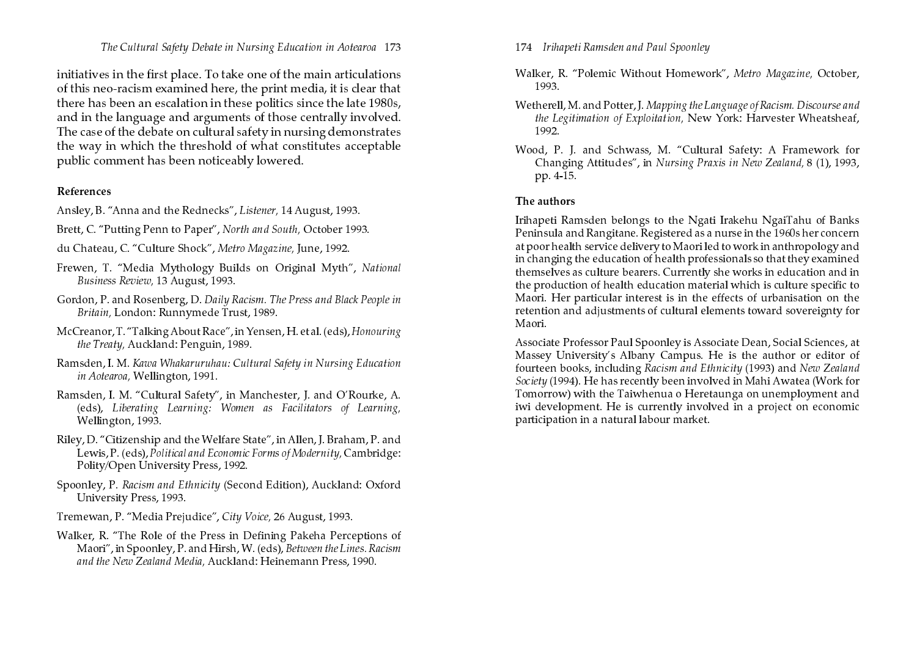initiatives in the first place. To take one of the main articulations of this neo-racism examined here, the print media, it is clear that there has been an escalation in these politics since the late 1980s, and in the language and arguments of those centrally involved. The case of the debate on cultural safety in nursing demonstrates the way in which the threshold of what constitutes acceptable public comment has been noticeably lowered.

### References

Ansley, B. "Anna and the Rednecks", *Listener,* 14 August, 1993.

Brett, C. "Putting Penn to Paper", *North and South,* October 1993.

du Chateau, C. "Culture Shock", *Metro Magazine,* June, 1992.

Frewen, T. "Media Mythology Builds on Original Myth", *National Business Review,* 13 August, 1993.

Gordon, P. and Rosenberg, D. *Daily Racism. The Press and Black People in Britain,* London: Runnymede Trust, 1989.

McCreanor, T. "Talking About Race", in Yensen, H. et al. (eds), *Honouring the Treaty,* Auckland: Penguin, 1989.

Ramsden, I. M. *Kawa Whakaruruhau: Cultural Safety in Nursing Education in Aotearoa,* Wellington, 1991.

Ramsden, I. M. "Cultural Safety", in Manchester, J. and O'Rourke, A. (eds), *Liberating Learning: Women as Facilitators of Learning,* Wellington, 1993.

Riley, D. "Citizenship and the Welfare State", in Allen, J. Braham, P. and Lewis, P. (eds), *Political and Economic Forms of Modernity,* Cambridge: Polity/Open University Press, 1992.

Spoonley, P. *Racism and Ethnicity* (Second Edition), Auckland: Oxford University Press, 1993.

Tremewan, P. "Media Prejudice", *City Voice,* 26 August, 1993.

Walker, R. "The Role of the Press in Defining Pakeha Perceptions of Maori", in Spoonley, P. and Hirsh, W. (eds), *Between the Lines. Racism and the New Zealand Media,* Auckland: Heinemann Press, 1990.

Walker, R. "Polemic Without Homework", *Metro Magazine,* October, 1993.

Wetherell, M. and Potter, J. *Mapping the Language of Racism. Discourse and the Legitimation of Exploitation,* New York: Harvester Wheatsheaf, 1992.

Wood, P. J. and Schwass, M. "Cultural Safety: A Framework for Changing Attitudes", in *Nursing Praxis in New Zealand,* 8 (1), 1993, pp. 4-15.

### The authors

Irihapeti Ramsden belongs to the Ngati Irakehu NgaiTahu of Banks Peninsula and Rangitane. Registered as a nurse in the 1960s her concern at poor health service delivery to Maori led to work in anthropology and in changing the education of health professionals so that they examined themselves as culture bearers. Currently she works in education and in the production of health education material which is culture specific to Maori. Her particular interest is in the effects of urbanisation on the retention and adjustments of cultural elements toward sovereignty for Maori.

Associate Professor Paul Spoonley is Associate Dean, Social Sciences, at Massey University's Albany Campus. He is the author or editor of fourteen books, including *Racism and Ethnicity* (1993) and *New Zealand Society* (1994). He has recently been involved in Mahi Awatea (Work for Tomorrow) with the Taiwhenua o Heretaunga on unemployment and iwi development. He is currently involved in a project on economic participation in a natural labour market.